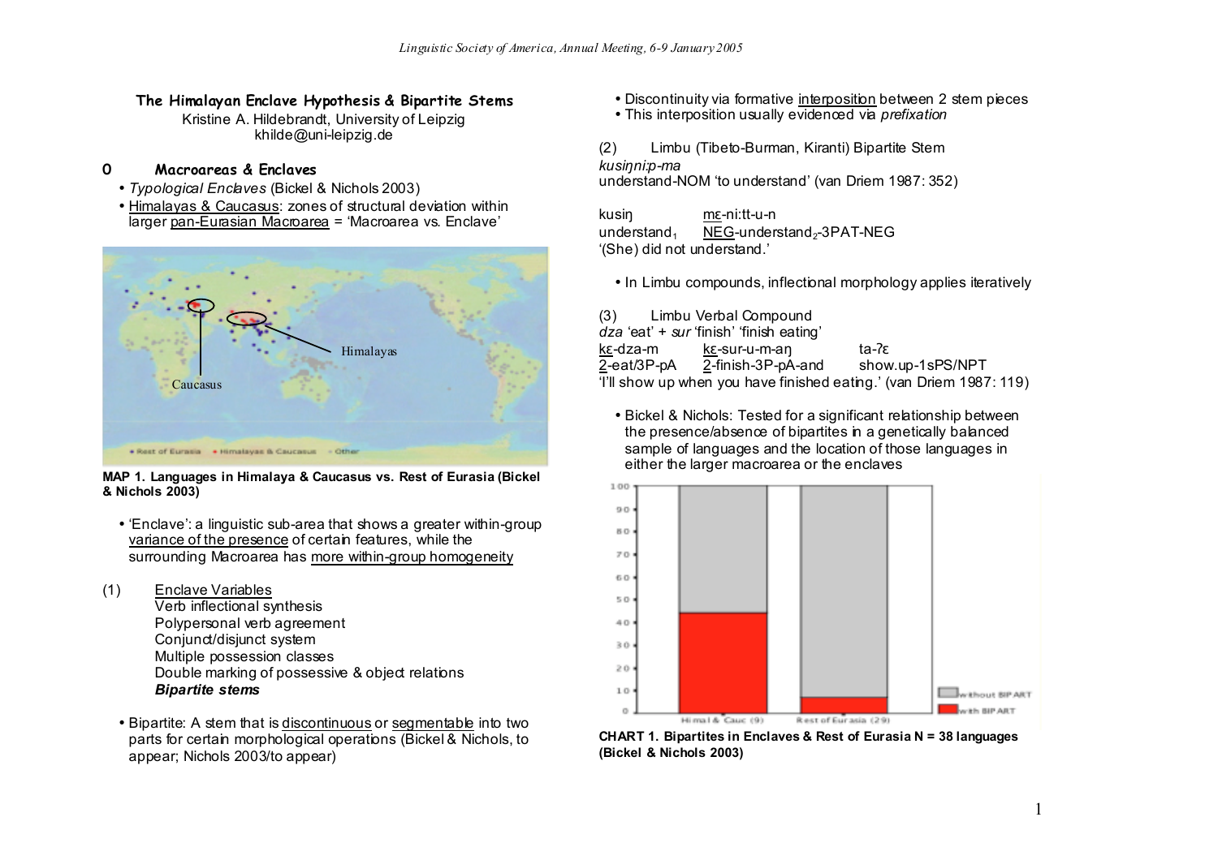## The Himalayan Enclave Hypothesis & Bipartite Stems

Kristine A. Hildebrandt, University of Leipzig
khilde@uni-leipzig.de

### 0 Macroareas & Enclaves

- *Typological Enclaves* (Bickel & Nichols 2003)
- Himalayas & Caucasus: zones of structural deviation within larger pan-Eurasian Macroarea = 'Macroarea vs. Enclave'

**MAP 1. Languages in Himalaya & Caucasus vs. Rest of Eurasia (Bickel & Nichols 2003)**

- 'Enclave': a linguistic sub-area that shows a greater within-group variance of the presence of certain features, while the surrounding Macroarea has more within-group homogeneity

(1) Enclave Variables
Verb inflectional synthesis
Polypersonal verb agreement
Conjunct/disjunct system
Multiple possession classes
Double marking of possessive & object relations
***Bipartite stems***

- Bipartite: A stem that is discontinuous or segmentable into two parts for certain morphological operations (Bickel & Nichols, to appear; Nichols 2003/to appear)

- Discontinuity via formative interposition between 2 stem pieces
- This interposition usually evidenced via *prefixation*

(2) Limbu (Tibeto-Burman, Kiranti) Bipartite Stem
*kusiŋni:p-ma*
understand-NOM 'to understand' (van Driem 1987: 352)

kusiŋ mɛ-ni:tt-u-n
understand$_1$ NEG-understand$_2$-3PAT-NEG
'(She) did not understand.'

- In Limbu compounds, inflectional morphology applies iteratively

(3) Limbu Verbal Compound
*dza* 'eat' + *sur* 'finish' 'finish eating'
kɛ-dza-m kɛ-sur-u-m-aŋ ta-ʔɛ
2-eat/3P-pA 2-finish-3P-pA-and show.up-1sPS/NPT
'I'll show up when you have finished eating.' (van Driem 1987: 119)

- Bickel & Nichols: Tested for a significant relationship between the presence/absence of bipartites in a genetically balanced sample of languages and the location of those languages in either the larger macroarea or the enclaves

**CHART 1. Bipartites in Enclaves & Rest of Eurasia N = 38 languages (Bickel & Nichols 2003)**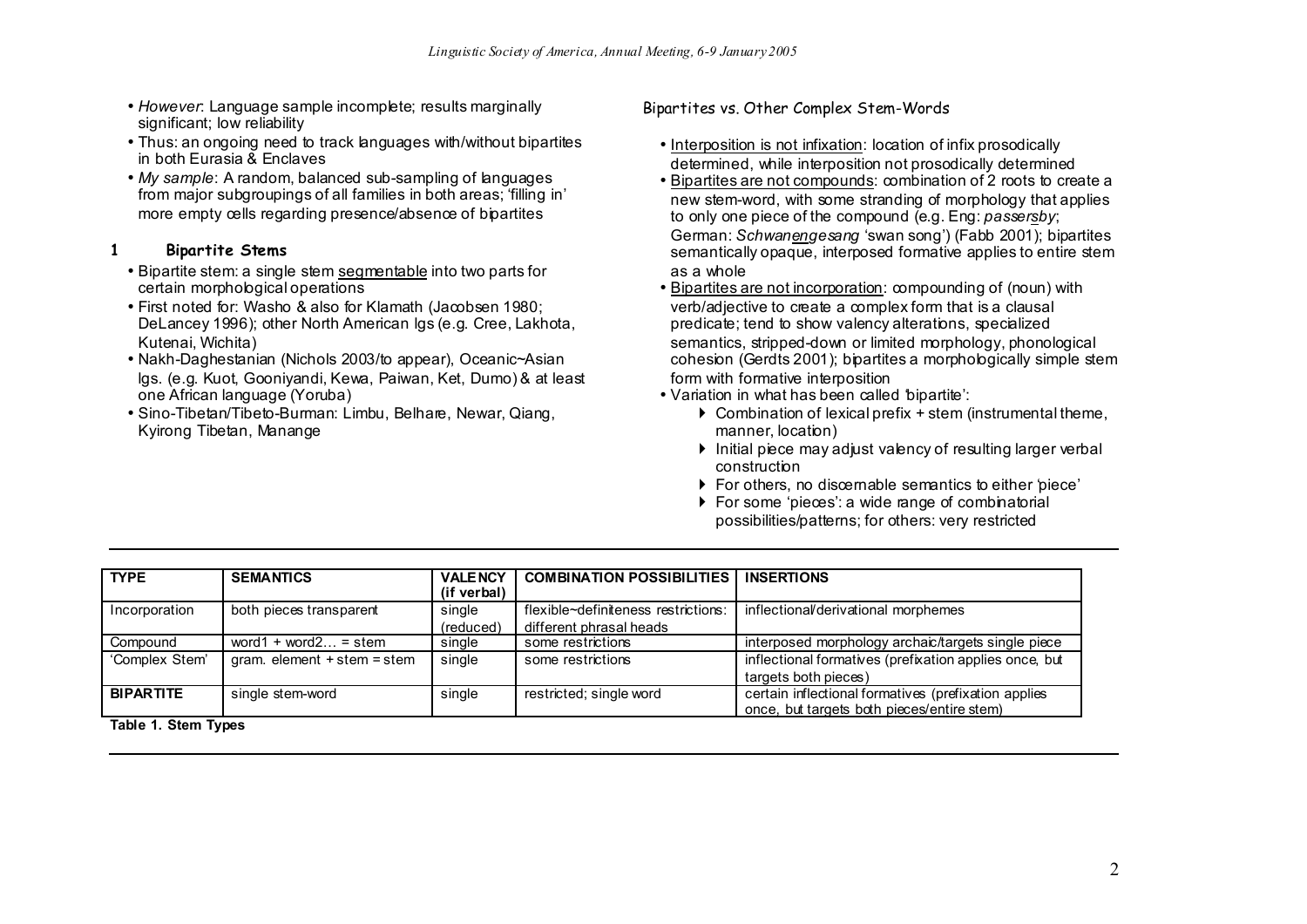- *However*: Language sample incomplete; results marginally significant; low reliability
- Thus: an ongoing need to track languages with/without bipartites in both Eurasia & Enclaves
- *My sample*: A random, balanced sub-sampling of languages from major subgroupings of all families in both areas; 'filling in' more empty cells regarding presence/absence of bipartites

## 1 Bipartite Stems

- Bipartite stem: a single stem segmentable into two parts for certain morphological operations
- First noted for: Washo & also for Klamath (Jacobsen 1980; DeLancey 1996); other North American lgs (e.g. Cree, Lakhota, Kutenai, Wichita)
- Nakh-Daghestanian (Nichols 2003/to appear), Oceanic~Asian lgs. (e.g. Kuot, Gooniyandi, Kewa, Paiwan, Ket, Dumo) & at least one African language (Yoruba)
- Sino-Tibetan/Tibeto-Burman: Limbu, Belhare, Newar, Qiang, Kyirong Tibetan, Manange

### Bipartites vs. Other Complex Stem-Words

- Interposition is not infixation: location of infix prosodically determined, while interposition not prosodically determined
- Bipartites are not compounds: combination of 2 roots to create a new stem-word, with some stranding of morphology that applies to only one piece of the compound (e.g. Eng: *passe<u>rs</u>by*; German: *Schwan<u>en</u>gesang* 'swan song') (Fabb 2001); bipartites semantically opaque, interposed formative applies to entire stem as a whole
- Bipartites are not incorporation: compounding of (noun) with verb/adjective to create a complex form that is a clausal predicate; tend to show valency alterations, specialized semantics, stripped-down or limited morphology, phonological cohesion (Gerdts 2001); bipartites a morphologically simple stem form with formative interposition
- Variation in what has been called 'bipartite':
  - Combination of lexical prefix + stem (instrumental theme, manner, location)
  - Initial piece may adjust valency of resulting larger verbal construction
  - For others, no discernable semantics to either 'piece'
  - For some 'pieces': a wide range of combinatorial possibilities/patterns; for others: very restricted

| TYPE | SEMANTICS | VALENCY (if verbal) | COMBINATION POSSIBILITIES | INSERTIONS |
|---|---|---|---|---|
| Incorporation | both pieces transparent | single (reduced) | flexible~definiteness restrictions: different phrasal heads | inflectional/derivational morphemes |
| Compound | word1 + word2… = stem | single | some restrictions | interposed morphology archaic/targets single piece |
| 'Complex Stem' | gram. element + stem = stem | single | some restrictions | inflectional formatives (prefixation applies once, but targets both pieces) |
| **BIPARTITE** | single stem-word | single | restricted; single word | certain inflectional formatives (prefixation applies once, but targets both pieces/entire stem) |

**Table 1. Stem Types**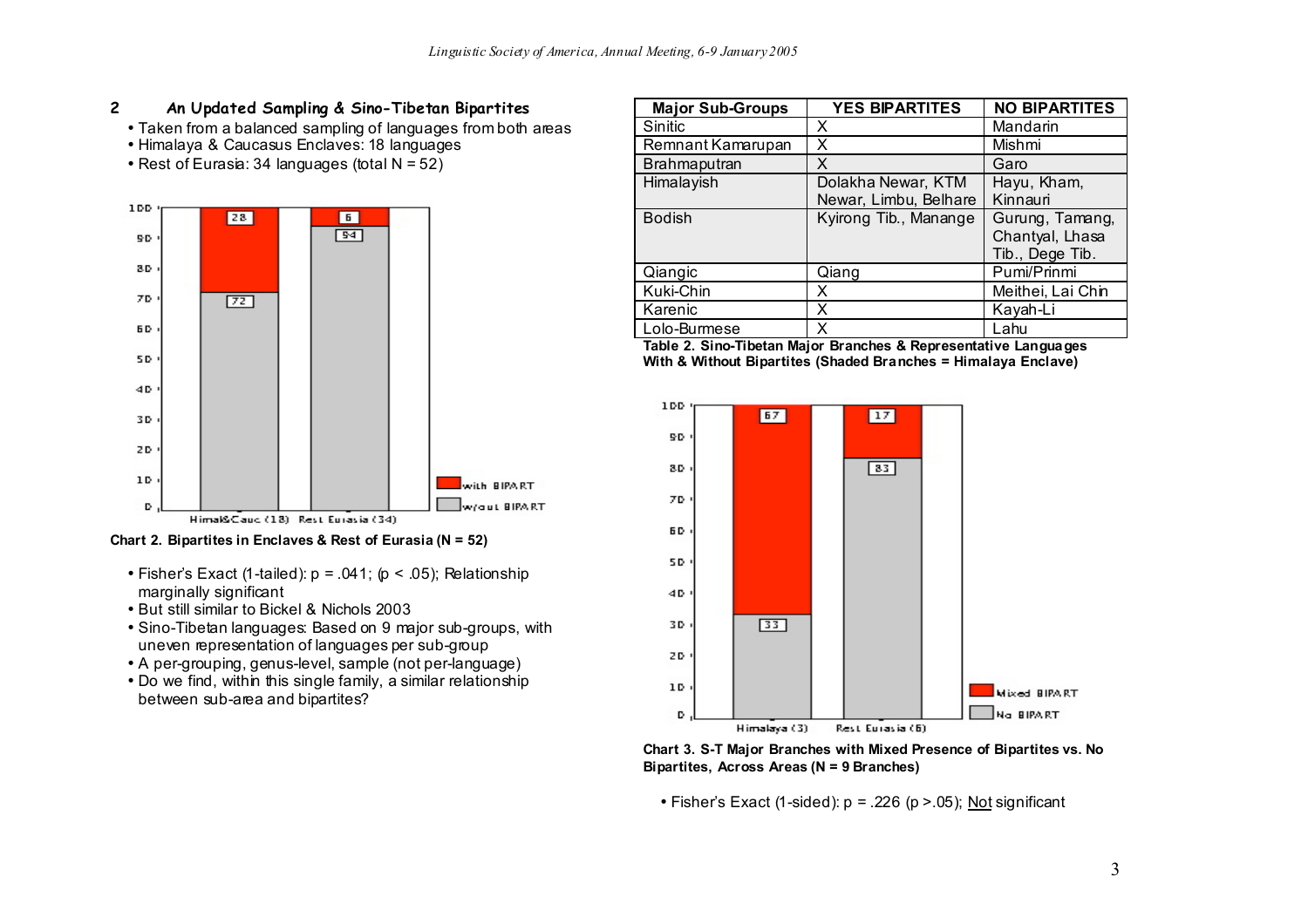## 2 An Updated Sampling & Sino-Tibetan Bipartites

- Taken from a balanced sampling of languages from both areas
- Himalaya & Caucasus Enclaves: 18 languages
- Rest of Eurasia: 34 languages (total N = 52)

Chart 2. Bipartites in Enclaves & Rest of Eurasia (N = 52)

- Fisher's Exact (1-tailed): $p = .041$; ($p < .05$); Relationship marginally significant
- But still similar to Bickel & Nichols 2003
- Sino-Tibetan languages: Based on 9 major sub-groups, with uneven representation of languages per sub-group
- A per-grouping, genus-level, sample (not per-language)
- Do we find, within this single family, a similar relationship between sub-area and bipartites?

| Major Sub-Groups | YES BIPARTITES | NO BIPARTITES |
|---|---|---|
| Sinitic | X | Mandarin |
| Remnant Kamarupan | X | Mishmi |
| Brahmaputran | X | Garo |
| Himalayish | Dolakha Newar, KTM Newar, Limbu, Belhare | Hayu, Kham, Kinnauri |
| Bodish | Kyirong Tib., Manange | Gurung, Tamang, Chantyal, Lhasa Tib., Dege Tib. |
| Qiangic | Qiang | Pumi/Prinmi |
| Kuki-Chin | X | Meithei, Lai Chin |
| Karenic | X | Kayah-Li |
| Lolo-Burmese | X | Lahu |

**Table 2. Sino-Tibetan Major Branches & Representative Languages With & Without Bipartites (Shaded Branches = Himalaya Enclave)**

**Chart 3. S-T Major Branches with Mixed Presence of Bipartites vs. No Bipartites, Across Areas (N = 9 Branches)**

- Fisher's Exact (1-sided): $p = .226$ ($p > .05$); Not significant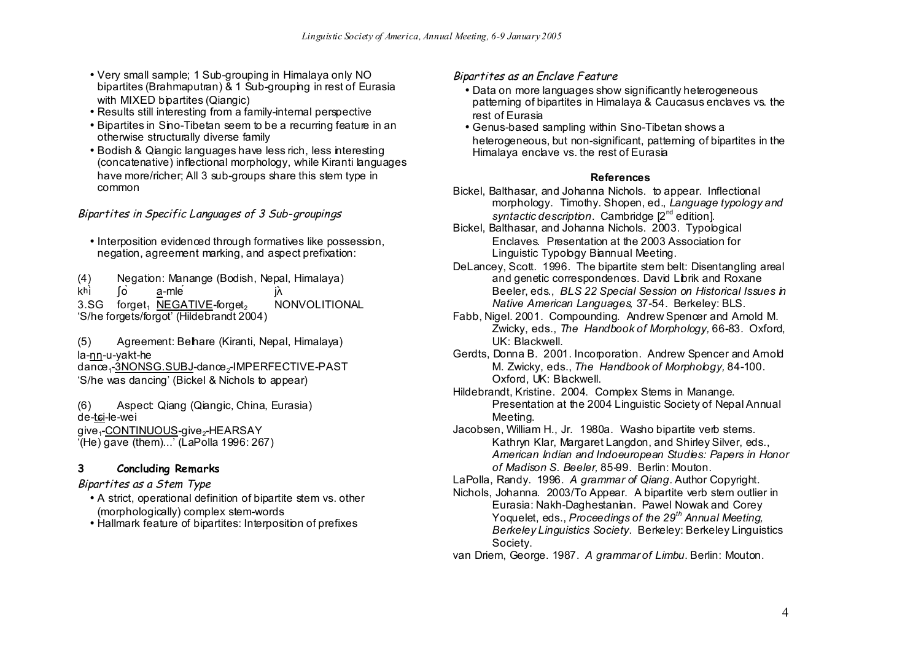- Very small sample; 1 Sub-grouping in Himalaya only NO bipartites (Brahmaputran) & 1 Sub-grouping in rest of Eurasia with MIXED bipartites (Qiangic)
- Results still interesting from a family-internal perspective
- Bipartites in Sino-Tibetan seem to be a recurring feature in an otherwise structurally diverse family
- Bodish & Qiangic languages have less rich, less interesting (concatenative) inflectional morphology, while Kiranti languages have more/richer; All 3 sub-groups share this stem type in common

*Bipartites in Specific Languages of 3 Sub-groupings*

- Interposition evidenced through formatives like possession, negation, agreement marking, and aspect prefixation:

(4) Negation: Manange (Bodish, Nepal, Himalaya)

khì ʃò a-mlé jʌ

3.SG forget$_1$ NEGATIVE-forget$_2$ NONVOLITIONAL

'S/he forgets/forgot' (Hildebrandt 2004)

(5) Agreement: Belhare (Kiranti, Nepal, Himalaya)

la-nn-u-yakt-he

dance$_1$-3NONSG.SUBJ-dance$_2$-IMPERFECTIVE-PAST

'S/he was dancing' (Bickel & Nichols to appear)

(6) Aspect: Qiang (Qiangic, China, Eurasia)

de-tɕi-le-wei

give$_1$-CONTINUOUS-give$_2$-HEARSAY

'(He) gave (them)...' (LaPolla 1996: 267)

## 3 Concluding Remarks

*Bipartites as a Stem Type*

- A strict, operational definition of bipartite stem vs. other (morphologically) complex stem-words
- Hallmark feature of bipartites: Interposition of prefixes

*Bipartites as an Enclave Feature*

- Data on more languages show significantly heterogeneous patterning of bipartites in Himalaya & Caucasus enclaves vs. the rest of Eurasia
- Genus-based sampling within Sino-Tibetan shows a heterogeneous, but non-significant, patterning of bipartites in the Himalaya enclave vs. the rest of Eurasia

**References**

Bickel, Balthasar, and Johanna Nichols. to appear. Inflectional morphology. Timothy. Shopen, ed., *Language typology and syntactic description*. Cambridge [2nd edition].

Bickel, Balthasar, and Johanna Nichols. 2003. Typological Enclaves. Presentation at the 2003 Association for Linguistic Typology Biannual Meeting.

DeLancey, Scott. 1996. The bipartite stem belt: Disentangling areal and genetic correspondences. David Librik and Roxane Beeler, eds., *BLS 22 Special Session on Historical Issues in Native American Languages*, 37-54. Berkeley: BLS.

Fabb, Nigel. 2001. Compounding. Andrew Spencer and Arnold M. Zwicky, eds., *The Handbook of Morphology*, 66-83. Oxford, UK: Blackwell.

Gerdts, Donna B. 2001. Incorporation. Andrew Spencer and Arnold M. Zwicky, eds., *The Handbook of Morphology*, 84-100. Oxford, UK: Blackwell.

Hildebrandt, Kristine. 2004. Complex Stems in Manange. Presentation at the 2004 Linguistic Society of Nepal Annual Meeting.

Jacobsen, William H., Jr. 1980a. Washo bipartite verb stems. Kathryn Klar, Margaret Langdon, and Shirley Silver, eds., *American Indian and Indoeuropean Studies: Papers in Honor of Madison S. Beeler*, 85-99. Berlin: Mouton.

LaPolla, Randy. 1996. *A grammar of Qiang*. Author Copyright.

Nichols, Johanna. 2003/To Appear. A bipartite verb stem outlier in Eurasia: Nakh-Daghestanian. Pawel Nowak and Corey Yoquelet, eds., *Proceedings of the 29th Annual Meeting, Berkeley Linguistics Society*. Berkeley: Berkeley Linguistics Society.

van Driem, George. 1987. *A grammar of Limbu*. Berlin: Mouton.